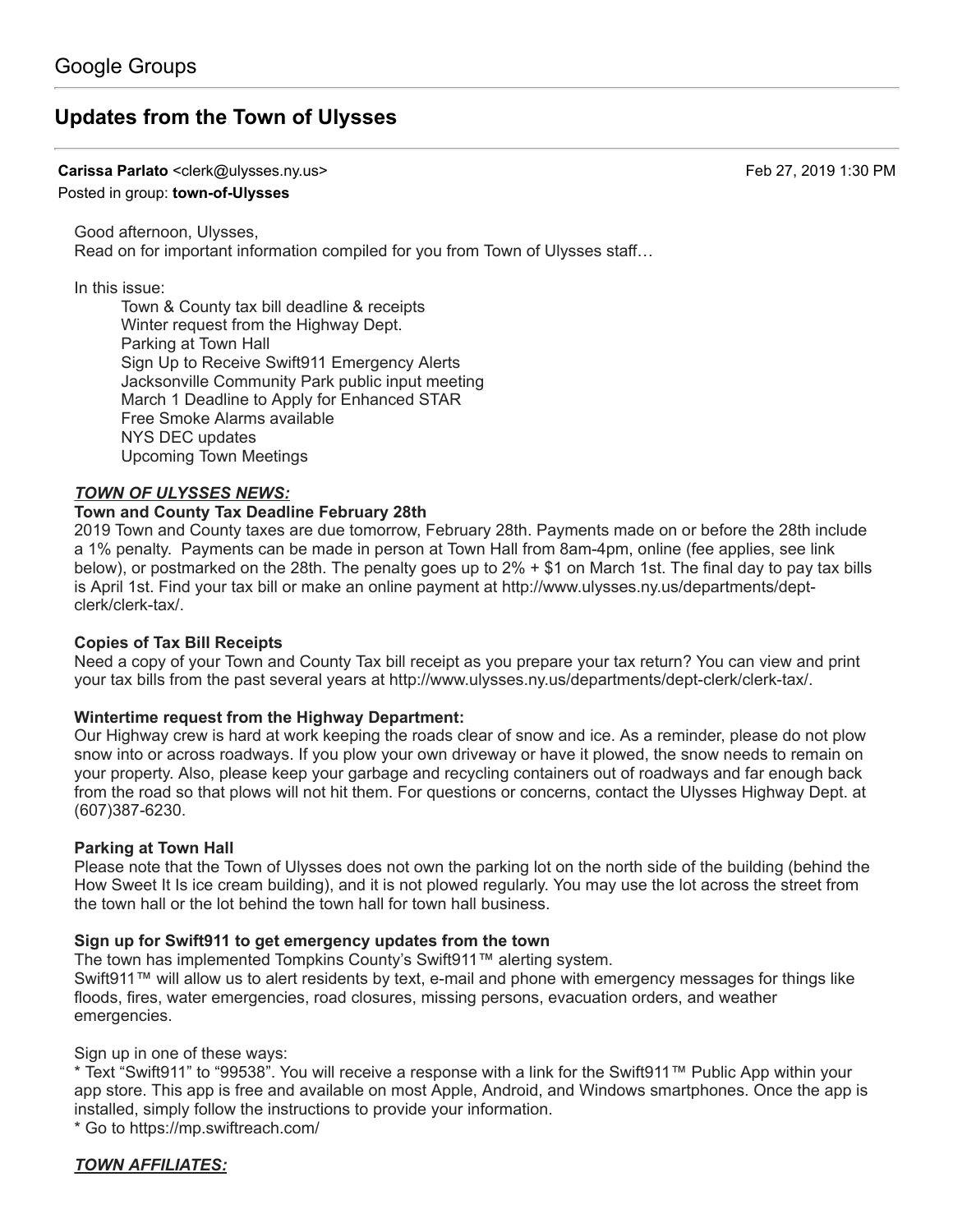Google Groups

# Updates from the Town of Ulysses

**Carissa Parlato** <clerk@ulysses.ny.us> Feb 27, 2019 1:30 PM
Posted in group: **town-of-Ulysses**

Good afternoon, Ulysses,
Read on for important information compiled for you from Town of Ulysses staff…

In this issue:

- Town & County tax bill deadline & receipts
- Winter request from the Highway Dept.
- Parking at Town Hall
- Sign Up to Receive Swift911 Emergency Alerts
- Jacksonville Community Park public input meeting
- March 1 Deadline to Apply for Enhanced STAR
- Free Smoke Alarms available
- NYS DEC updates
- Upcoming Town Meetings

***TOWN OF ULYSSES NEWS:***

**Town and County Tax Deadline February 28th**

2019 Town and County taxes are due tomorrow, February 28th. Payments made on or before the 28th include a 1% penalty. Payments can be made in person at Town Hall from 8am-4pm, online (fee applies, see link below), or postmarked on the 28th. The penalty goes up to 2% + $1 on March 1st. The final day to pay tax bills is April 1st. Find your tax bill or make an online payment at http://www.ulysses.ny.us/departments/dept-clerk/clerk-tax/.

**Copies of Tax Bill Receipts**

Need a copy of your Town and County Tax bill receipt as you prepare your tax return? You can view and print your tax bills from the past several years at http://www.ulysses.ny.us/departments/dept-clerk/clerk-tax/.

**Wintertime request from the Highway Department:**

Our Highway crew is hard at work keeping the roads clear of snow and ice. As a reminder, please do not plow snow into or across roadways. If you plow your own driveway or have it plowed, the snow needs to remain on your property. Also, please keep your garbage and recycling containers out of roadways and far enough back from the road so that plows will not hit them. For questions or concerns, contact the Ulysses Highway Dept. at (607)387-6230.

**Parking at Town Hall**

Please note that the Town of Ulysses does not own the parking lot on the north side of the building (behind the How Sweet It Is ice cream building), and it is not plowed regularly. You may use the lot across the street from the town hall or the lot behind the town hall for town hall business.

**Sign up for Swift911 to get emergency updates from the town**

The town has implemented Tompkins County's Swift911™ alerting system.
Swift911™ will allow us to alert residents by text, e-mail and phone with emergency messages for things like floods, fires, water emergencies, road closures, missing persons, evacuation orders, and weather emergencies.

Sign up in one of these ways:

* Text "Swift911" to "99538". You will receive a response with a link for the Swift911™ Public App within your app store. This app is free and available on most Apple, Android, and Windows smartphones. Once the app is installed, simply follow the instructions to provide your information.
* Go to https://mp.swiftreach.com/

***TOWN AFFILIATES:***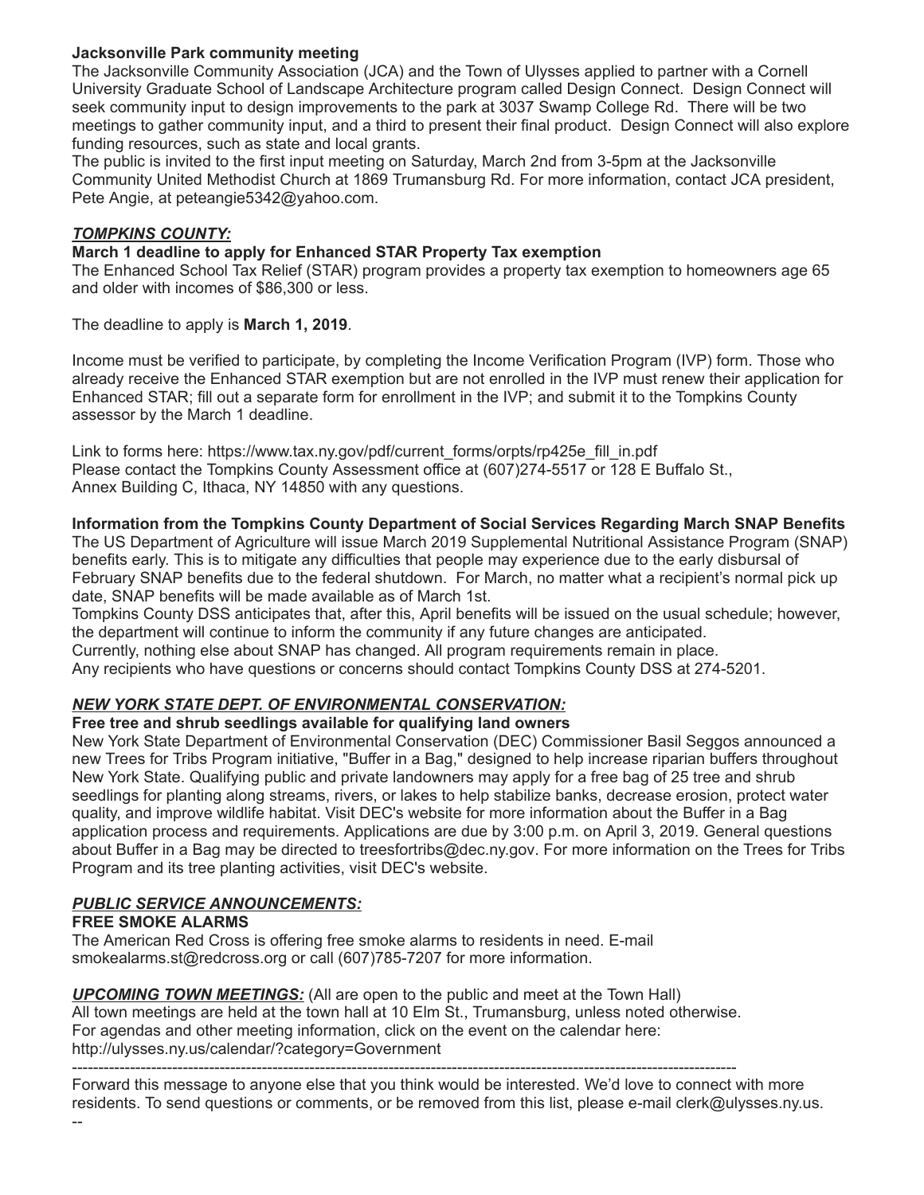**Jacksonville Park community meeting**

The Jacksonville Community Association (JCA) and the Town of Ulysses applied to partner with a Cornell University Graduate School of Landscape Architecture program called Design Connect. Design Connect will seek community input to design improvements to the park at 3037 Swamp College Rd. There will be two meetings to gather community input, and a third to present their final product. Design Connect will also explore funding resources, such as state and local grants.

The public is invited to the first input meeting on Saturday, March 2nd from 3-5pm at the Jacksonville Community United Methodist Church at 1869 Trumansburg Rd. For more information, contact JCA president, Pete Angie, at peteangie5342@yahoo.com.

***TOMPKINS COUNTY:***

**March 1 deadline to apply for Enhanced STAR Property Tax exemption**

The Enhanced School Tax Relief (STAR) program provides a property tax exemption to homeowners age 65 and older with incomes of $86,300 or less.

The deadline to apply is **March 1, 2019**.

Income must be verified to participate, by completing the Income Verification Program (IVP) form. Those who already receive the Enhanced STAR exemption but are not enrolled in the IVP must renew their application for Enhanced STAR; fill out a separate form for enrollment in the IVP; and submit it to the Tompkins County assessor by the March 1 deadline.

Link to forms here: https://www.tax.ny.gov/pdf/current_forms/orpts/rp425e_fill_in.pdf
Please contact the Tompkins County Assessment office at (607)274-5517 or 128 E Buffalo St., Annex Building C, Ithaca, NY 14850 with any questions.

**Information from the Tompkins County Department of Social Services Regarding March SNAP Benefits**

The US Department of Agriculture will issue March 2019 Supplemental Nutritional Assistance Program (SNAP) benefits early. This is to mitigate any difficulties that people may experience due to the early disbursal of February SNAP benefits due to the federal shutdown. For March, no matter what a recipient's normal pick up date, SNAP benefits will be made available as of March 1st.

Tompkins County DSS anticipates that, after this, April benefits will be issued on the usual schedule; however, the department will continue to inform the community if any future changes are anticipated.

Currently, nothing else about SNAP has changed. All program requirements remain in place.

Any recipients who have questions or concerns should contact Tompkins County DSS at 274-5201.

***NEW YORK STATE DEPT. OF ENVIRONMENTAL CONSERVATION:***

**Free tree and shrub seedlings available for qualifying land owners**

New York State Department of Environmental Conservation (DEC) Commissioner Basil Seggos announced a new Trees for Tribs Program initiative, "Buffer in a Bag," designed to help increase riparian buffers throughout New York State. Qualifying public and private landowners may apply for a free bag of 25 tree and shrub seedlings for planting along streams, rivers, or lakes to help stabilize banks, decrease erosion, protect water quality, and improve wildlife habitat. Visit DEC's website for more information about the Buffer in a Bag application process and requirements. Applications are due by 3:00 p.m. on April 3, 2019. General questions about Buffer in a Bag may be directed to treesfortribs@dec.ny.gov. For more information on the Trees for Tribs Program and its tree planting activities, visit DEC's website.

***PUBLIC SERVICE ANNOUNCEMENTS:***

**FREE SMOKE ALARMS**

The American Red Cross is offering free smoke alarms to residents in need. E-mail smokealarms.st@redcross.org or call (607)785-7207 for more information.

***UPCOMING TOWN MEETINGS:*** (All are open to the public and meet at the Town Hall)

All town meetings are held at the town hall at 10 Elm St., Trumansburg, unless noted otherwise.
For agendas and other meeting information, click on the event on the calendar here:
http://ulysses.ny.us/calendar/?category=Government

---

Forward this message to anyone else that you think would be interested. We'd love to connect with more residents. To send questions or comments, or be removed from this list, please e-mail clerk@ulysses.ny.us.

--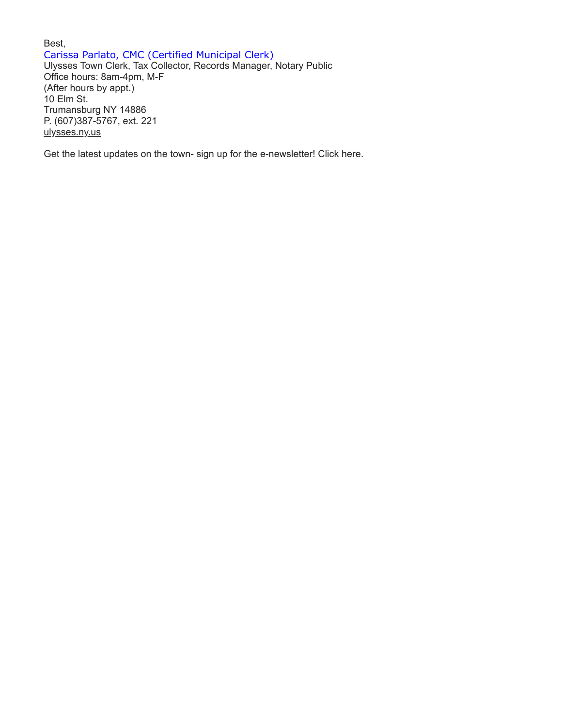Best,
Carissa Parlato, CMC (Certified Municipal Clerk)
Ulysses Town Clerk, Tax Collector, Records Manager, Notary Public
Office hours: 8am-4pm, M-F
(After hours by appt.)
10 Elm St.
Trumansburg NY 14886
P. (607)387-5767, ext. 221
ulysses.ny.us

Get the latest updates on the town- sign up for the e-newsletter! Click here.